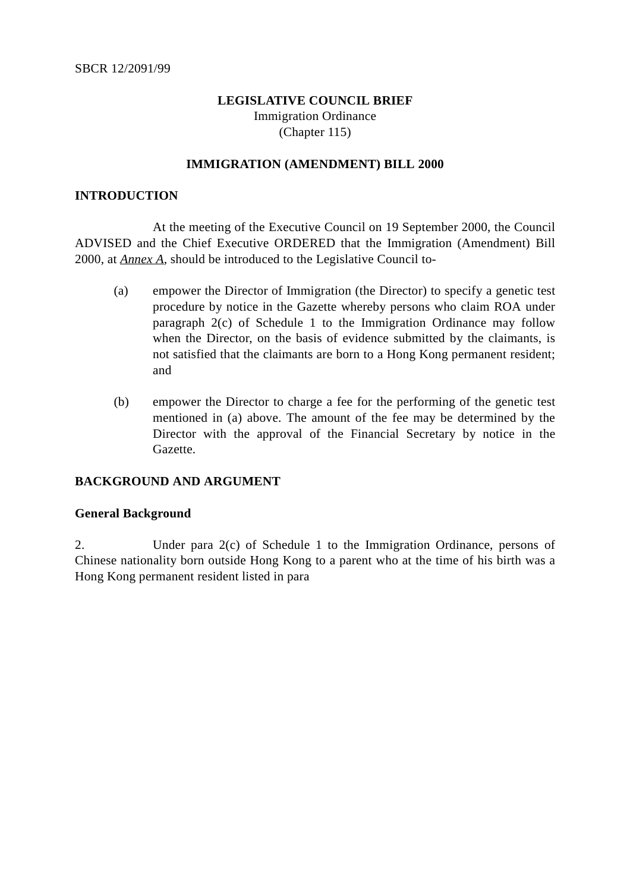SBCR 12/2091/99

**LEGISLATIVE COUNCIL BRIEF**
Immigration Ordinance
(Chapter 115)

**IMMIGRATION (AMENDMENT) BILL 2000**

**INTRODUCTION**

At the meeting of the Executive Council on 19 September 2000, the Council ADVISED and the Chief Executive ORDERED that the Immigration (Amendment) Bill 2000, at *Annex A*, should be introduced to the Legislative Council to-

(a) empower the Director of Immigration (the Director) to specify a genetic test procedure by notice in the Gazette whereby persons who claim ROA under paragraph 2(c) of Schedule 1 to the Immigration Ordinance may follow when the Director, on the basis of evidence submitted by the claimants, is not satisfied that the claimants are born to a Hong Kong permanent resident; and

(b) empower the Director to charge a fee for the performing of the genetic test mentioned in (a) above. The amount of the fee may be determined by the Director with the approval of the Financial Secretary by notice in the Gazette.

**BACKGROUND AND ARGUMENT**

**General Background**

2. Under para 2(c) of Schedule 1 to the Immigration Ordinance, persons of Chinese nationality born outside Hong Kong to a parent who at the time of his birth was a Hong Kong permanent resident listed in para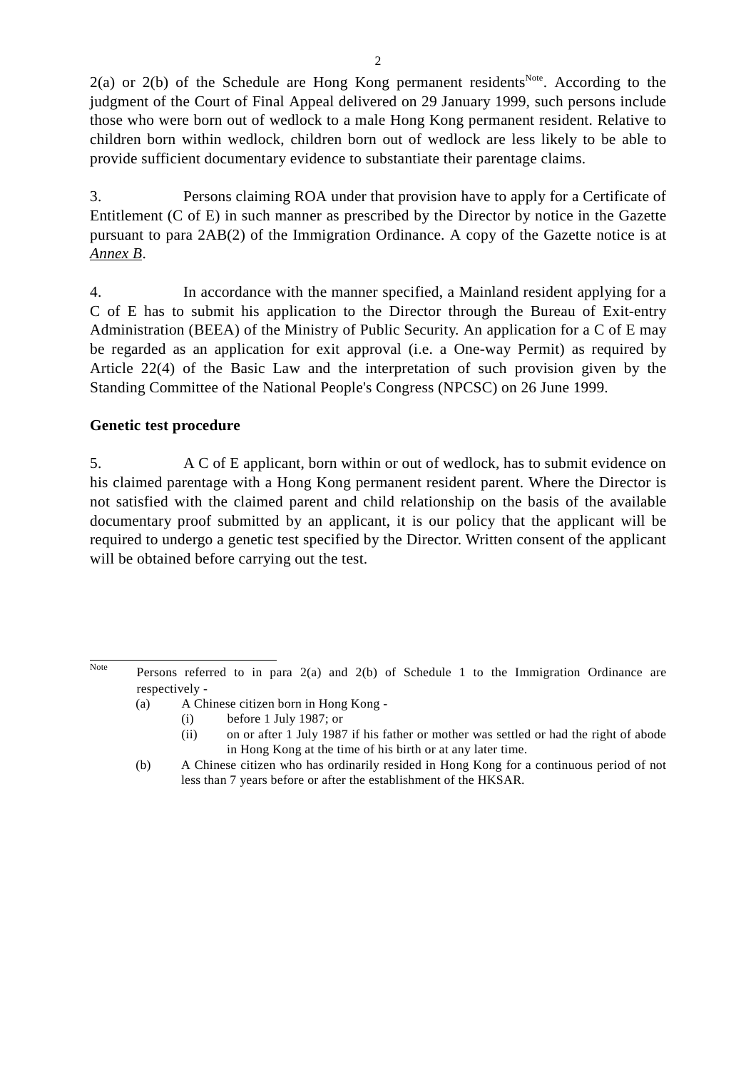2(a) or 2(b) of the Schedule are Hong Kong permanent residents[Note]. According to the judgment of the Court of Final Appeal delivered on 29 January 1999, such persons include those who were born out of wedlock to a male Hong Kong permanent resident. Relative to children born within wedlock, children born out of wedlock are less likely to be able to provide sufficient documentary evidence to substantiate their parentage claims.

3. Persons claiming ROA under that provision have to apply for a Certificate of Entitlement (C of E) in such manner as prescribed by the Director by notice in the Gazette pursuant to para 2AB(2) of the Immigration Ordinance. A copy of the Gazette notice is at *Annex B*.

4. In accordance with the manner specified, a Mainland resident applying for a C of E has to submit his application to the Director through the Bureau of Exit-entry Administration (BEEA) of the Ministry of Public Security. An application for a C of E may be regarded as an application for exit approval (i.e. a One-way Permit) as required by Article 22(4) of the Basic Law and the interpretation of such provision given by the Standing Committee of the National People's Congress (NPCSC) on 26 June 1999.

**Genetic test procedure**

5. A C of E applicant, born within or out of wedlock, has to submit evidence on his claimed parentage with a Hong Kong permanent resident parent. Where the Director is not satisfied with the claimed parent and child relationship on the basis of the available documentary proof submitted by an applicant, it is our policy that the applicant will be required to undergo a genetic test specified by the Director. Written consent of the applicant will be obtained before carrying out the test.

---

[Note] Persons referred to in para 2(a) and 2(b) of Schedule 1 to the Immigration Ordinance are respectively -

(a) A Chinese citizen born in Hong Kong -
  (i) before 1 July 1987; or
  (ii) on or after 1 July 1987 if his father or mother was settled or had the right of abode in Hong Kong at the time of his birth or at any later time.

(b) A Chinese citizen who has ordinarily resided in Hong Kong for a continuous period of not less than 7 years before or after the establishment of the HKSAR.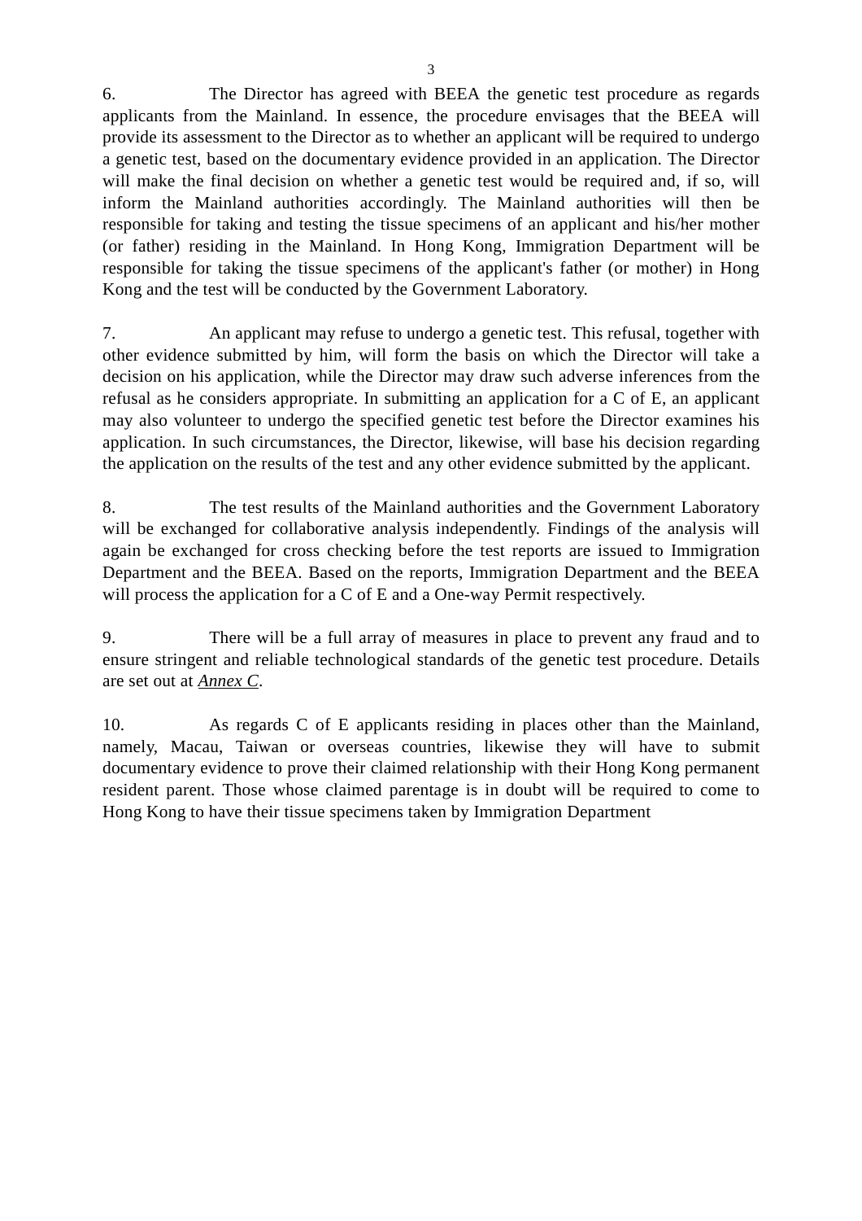6. The Director has agreed with BEEA the genetic test procedure as regards applicants from the Mainland. In essence, the procedure envisages that the BEEA will provide its assessment to the Director as to whether an applicant will be required to undergo a genetic test, based on the documentary evidence provided in an application. The Director will make the final decision on whether a genetic test would be required and, if so, will inform the Mainland authorities accordingly. The Mainland authorities will then be responsible for taking and testing the tissue specimens of an applicant and his/her mother (or father) residing in the Mainland. In Hong Kong, Immigration Department will be responsible for taking the tissue specimens of the applicant's father (or mother) in Hong Kong and the test will be conducted by the Government Laboratory.

7. An applicant may refuse to undergo a genetic test. This refusal, together with other evidence submitted by him, will form the basis on which the Director will take a decision on his application, while the Director may draw such adverse inferences from the refusal as he considers appropriate. In submitting an application for a C of E, an applicant may also volunteer to undergo the specified genetic test before the Director examines his application. In such circumstances, the Director, likewise, will base his decision regarding the application on the results of the test and any other evidence submitted by the applicant.

8. The test results of the Mainland authorities and the Government Laboratory will be exchanged for collaborative analysis independently. Findings of the analysis will again be exchanged for cross checking before the test reports are issued to Immigration Department and the BEEA. Based on the reports, Immigration Department and the BEEA will process the application for a C of E and a One-way Permit respectively.

9. There will be a full array of measures in place to prevent any fraud and to ensure stringent and reliable technological standards of the genetic test procedure. Details are set out at ***Annex C***.

10. As regards C of E applicants residing in places other than the Mainland, namely, Macau, Taiwan or overseas countries, likewise they will have to submit documentary evidence to prove their claimed relationship with their Hong Kong permanent resident parent. Those whose claimed parentage is in doubt will be required to come to Hong Kong to have their tissue specimens taken by Immigration Department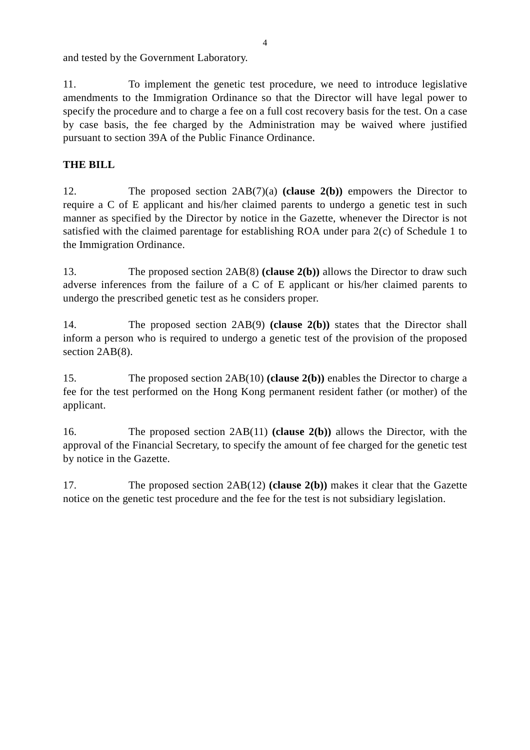and tested by the Government Laboratory.

11. To implement the genetic test procedure, we need to introduce legislative amendments to the Immigration Ordinance so that the Director will have legal power to specify the procedure and to charge a fee on a full cost recovery basis for the test. On a case by case basis, the fee charged by the Administration may be waived where justified pursuant to section 39A of the Public Finance Ordinance.

**THE BILL**

12. The proposed section 2AB(7)(a) **(clause 2(b))** empowers the Director to require a C of E applicant and his/her claimed parents to undergo a genetic test in such manner as specified by the Director by notice in the Gazette, whenever the Director is not satisfied with the claimed parentage for establishing ROA under para 2(c) of Schedule 1 to the Immigration Ordinance.

13. The proposed section 2AB(8) **(clause 2(b))** allows the Director to draw such adverse inferences from the failure of a C of E applicant or his/her claimed parents to undergo the prescribed genetic test as he considers proper.

14. The proposed section 2AB(9) **(clause 2(b))** states that the Director shall inform a person who is required to undergo a genetic test of the provision of the proposed section 2AB(8).

15. The proposed section 2AB(10) **(clause 2(b))** enables the Director to charge a fee for the test performed on the Hong Kong permanent resident father (or mother) of the applicant.

16. The proposed section 2AB(11) **(clause 2(b))** allows the Director, with the approval of the Financial Secretary, to specify the amount of fee charged for the genetic test by notice in the Gazette.

17. The proposed section 2AB(12) **(clause 2(b))** makes it clear that the Gazette notice on the genetic test procedure and the fee for the test is not subsidiary legislation.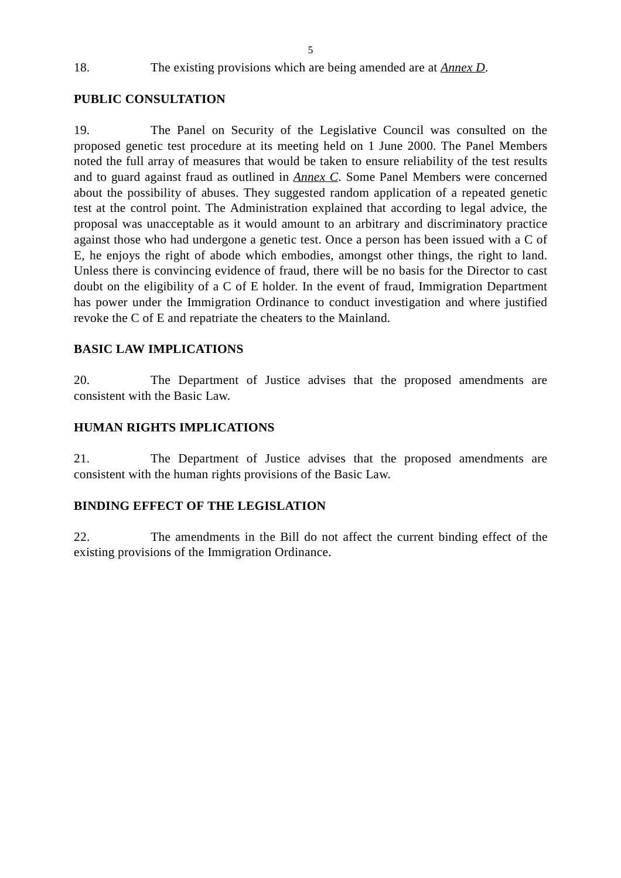18. The existing provisions which are being amended are at *Annex D*.

**PUBLIC CONSULTATION**

19. The Panel on Security of the Legislative Council was consulted on the proposed genetic test procedure at its meeting held on 1 June 2000. The Panel Members noted the full array of measures that would be taken to ensure reliability of the test results and to guard against fraud as outlined in *Annex C*. Some Panel Members were concerned about the possibility of abuses. They suggested random application of a repeated genetic test at the control point. The Administration explained that according to legal advice, the proposal was unacceptable as it would amount to an arbitrary and discriminatory practice against those who had undergone a genetic test. Once a person has been issued with a C of E, he enjoys the right of abode which embodies, amongst other things, the right to land. Unless there is convincing evidence of fraud, there will be no basis for the Director to cast doubt on the eligibility of a C of E holder. In the event of fraud, Immigration Department has power under the Immigration Ordinance to conduct investigation and where justified revoke the C of E and repatriate the cheaters to the Mainland.

**BASIC LAW IMPLICATIONS**

20. The Department of Justice advises that the proposed amendments are consistent with the Basic Law.

**HUMAN RIGHTS IMPLICATIONS**

21. The Department of Justice advises that the proposed amendments are consistent with the human rights provisions of the Basic Law.

**BINDING EFFECT OF THE LEGISLATION**

22. The amendments in the Bill do not affect the current binding effect of the existing provisions of the Immigration Ordinance.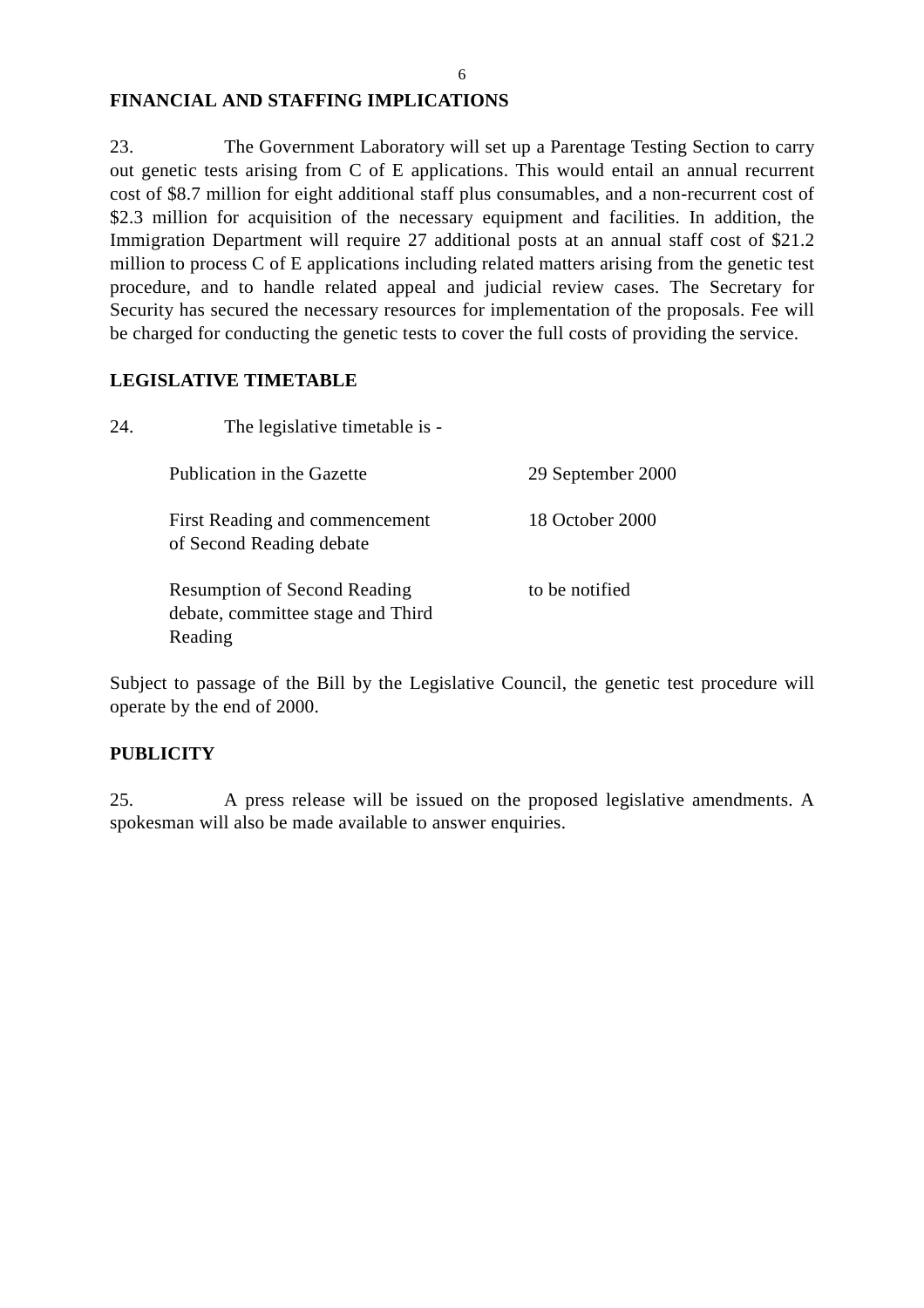**FINANCIAL AND STAFFING IMPLICATIONS**

23. The Government Laboratory will set up a Parentage Testing Section to carry out genetic tests arising from C of E applications. This would entail an annual recurrent cost of $8.7 million for eight additional staff plus consumables, and a non-recurrent cost of $2.3 million for acquisition of the necessary equipment and facilities. In addition, the Immigration Department will require 27 additional posts at an annual staff cost of $21.2 million to process C of E applications including related matters arising from the genetic test procedure, and to handle related appeal and judicial review cases. The Secretary for Security has secured the necessary resources for implementation of the proposals. Fee will be charged for conducting the genetic tests to cover the full costs of providing the service.

**LEGISLATIVE TIMETABLE**

24. The legislative timetable is -

| | |
|---|---|
| Publication in the Gazette | 29 September 2000 |
| First Reading and commencement of Second Reading debate | 18 October 2000 |
| Resumption of Second Reading debate, committee stage and Third Reading | to be notified |

Subject to passage of the Bill by the Legislative Council, the genetic test procedure will operate by the end of 2000.

**PUBLICITY**

25. A press release will be issued on the proposed legislative amendments. A spokesman will also be made available to answer enquiries.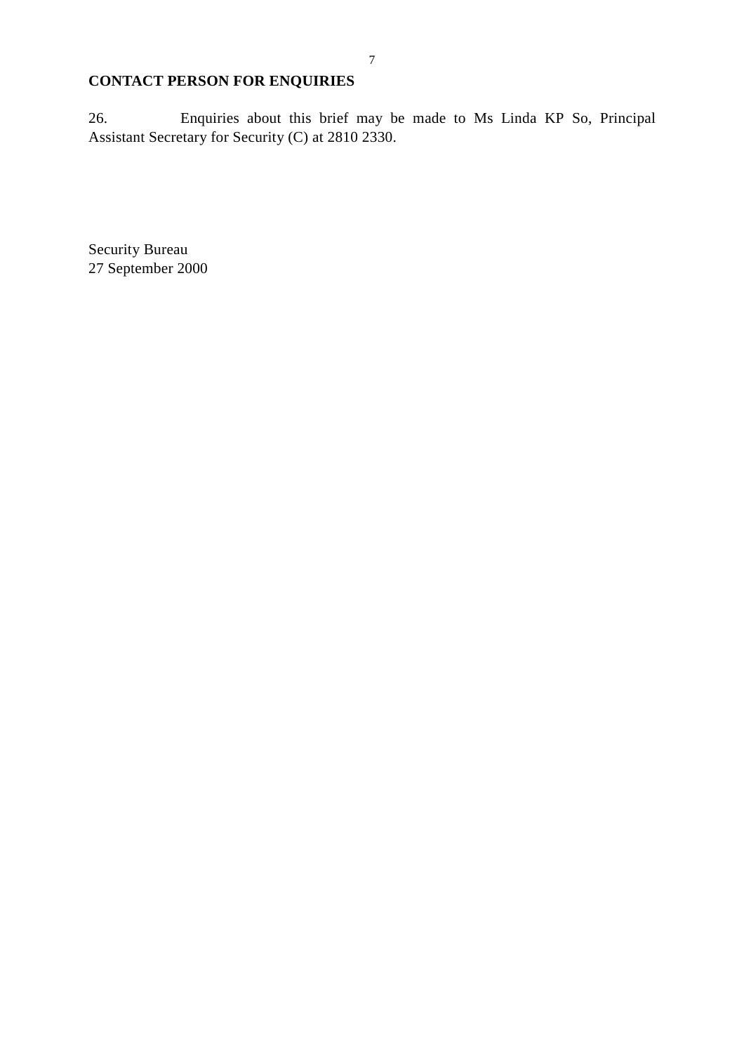**CONTACT PERSON FOR ENQUIRIES**

26. Enquiries about this brief may be made to Ms Linda KP So, Principal Assistant Secretary for Security (C) at 2810 2330.

Security Bureau
27 September 2000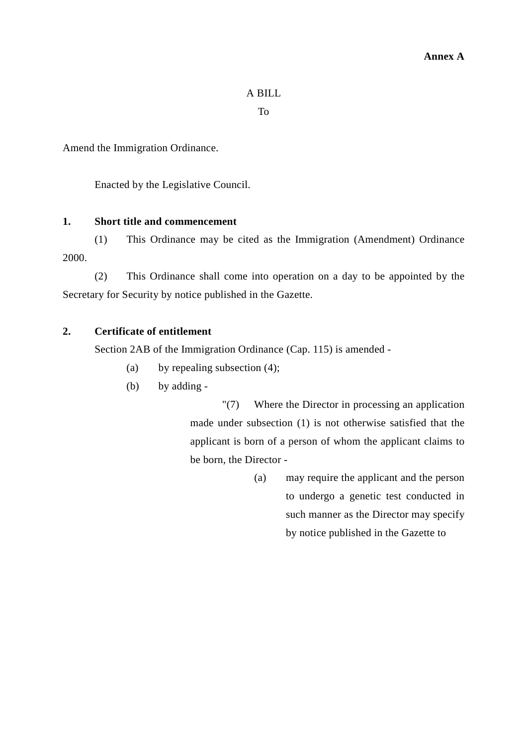**Annex A**

A BILL

To

Amend the Immigration Ordinance.

Enacted by the Legislative Council.

**1. Short title and commencement**

(1) This Ordinance may be cited as the Immigration (Amendment) Ordinance 2000.

(2) This Ordinance shall come into operation on a day to be appointed by the Secretary for Security by notice published in the Gazette.

**2. Certificate of entitlement**

Section 2AB of the Immigration Ordinance (Cap. 115) is amended -

(a) by repealing subsection (4);

(b) by adding -

"(7) Where the Director in processing an application made under subsection (1) is not otherwise satisfied that the applicant is born of a person of whom the applicant claims to be born, the Director -

(a) may require the applicant and the person to undergo a genetic test conducted in such manner as the Director may specify by notice published in the Gazette to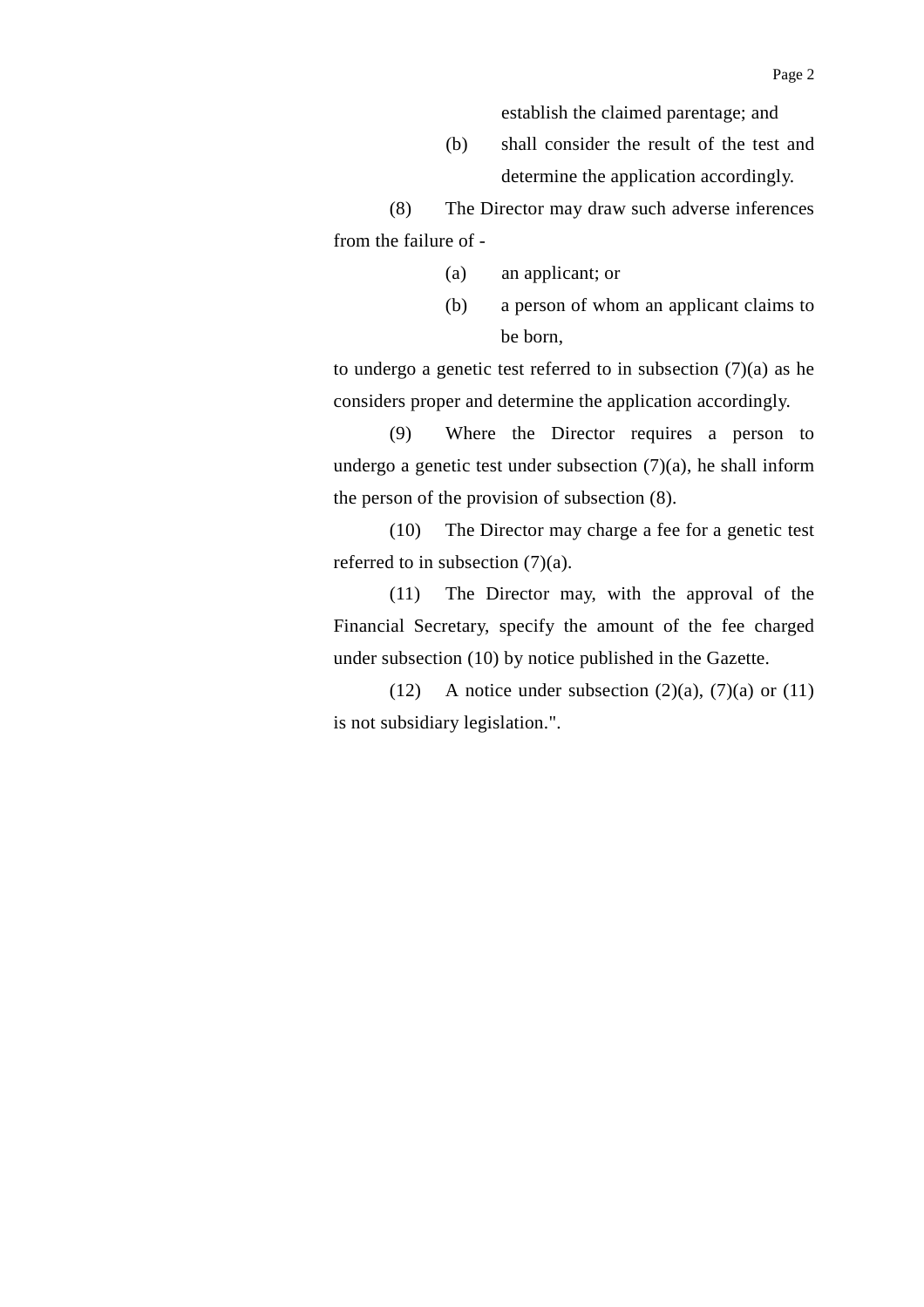establish the claimed parentage; and

(b) shall consider the result of the test and determine the application accordingly.

(8) The Director may draw such adverse inferences from the failure of -

(a) an applicant; or

(b) a person of whom an applicant claims to be born,

to undergo a genetic test referred to in subsection (7)(a) as he considers proper and determine the application accordingly.

(9) Where the Director requires a person to undergo a genetic test under subsection (7)(a), he shall inform the person of the provision of subsection (8).

(10) The Director may charge a fee for a genetic test referred to in subsection (7)(a).

(11) The Director may, with the approval of the Financial Secretary, specify the amount of the fee charged under subsection (10) by notice published in the Gazette.

(12) A notice under subsection (2)(a), (7)(a) or (11) is not subsidiary legislation.".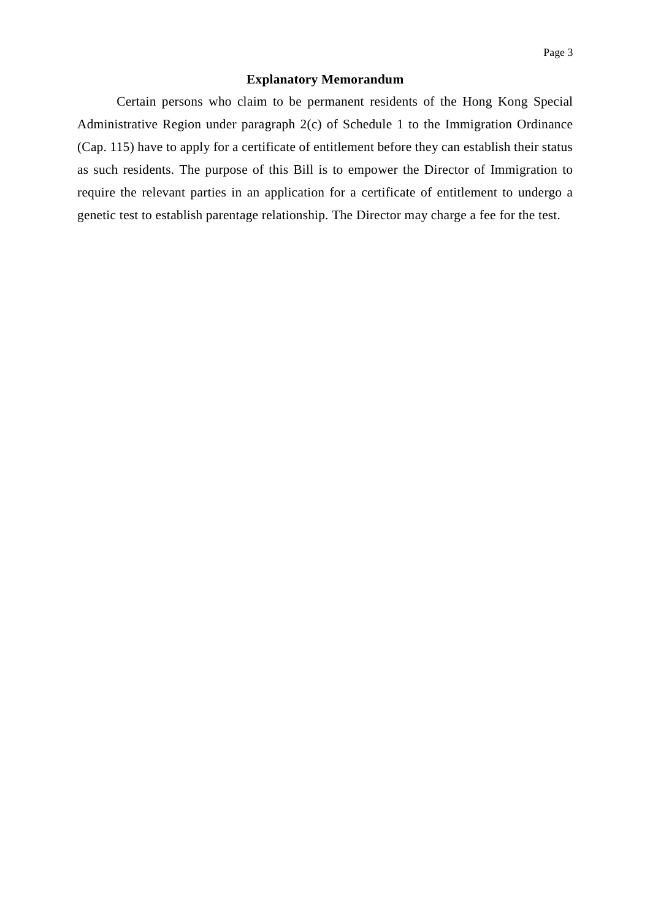## Explanatory Memorandum

Certain persons who claim to be permanent residents of the Hong Kong Special Administrative Region under paragraph 2(c) of Schedule 1 to the Immigration Ordinance (Cap. 115) have to apply for a certificate of entitlement before they can establish their status as such residents. The purpose of this Bill is to empower the Director of Immigration to require the relevant parties in an application for a certificate of entitlement to undergo a genetic test to establish parentage relationship. The Director may charge a fee for the test.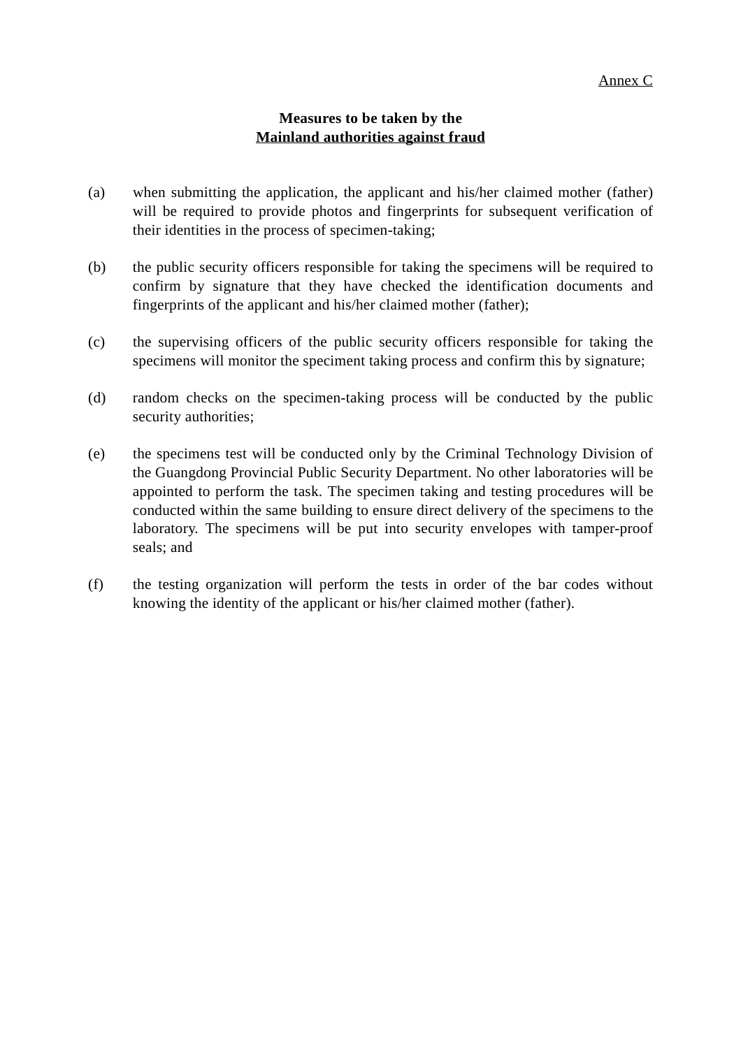Annex C

**Measures to be taken by the**
**Mainland authorities against fraud**

(a) when submitting the application, the applicant and his/her claimed mother (father) will be required to provide photos and fingerprints for subsequent verification of their identities in the process of specimen-taking;

(b) the public security officers responsible for taking the specimens will be required to confirm by signature that they have checked the identification documents and fingerprints of the applicant and his/her claimed mother (father);

(c) the supervising officers of the public security officers responsible for taking the specimens will monitor the speciment taking process and confirm this by signature;

(d) random checks on the specimen-taking process will be conducted by the public security authorities;

(e) the specimens test will be conducted only by the Criminal Technology Division of the Guangdong Provincial Public Security Department. No other laboratories will be appointed to perform the task. The specimen taking and testing procedures will be conducted within the same building to ensure direct delivery of the specimens to the laboratory. The specimens will be put into security envelopes with tamper-proof seals; and

(f) the testing organization will perform the tests in order of the bar codes without knowing the identity of the applicant or his/her claimed mother (father).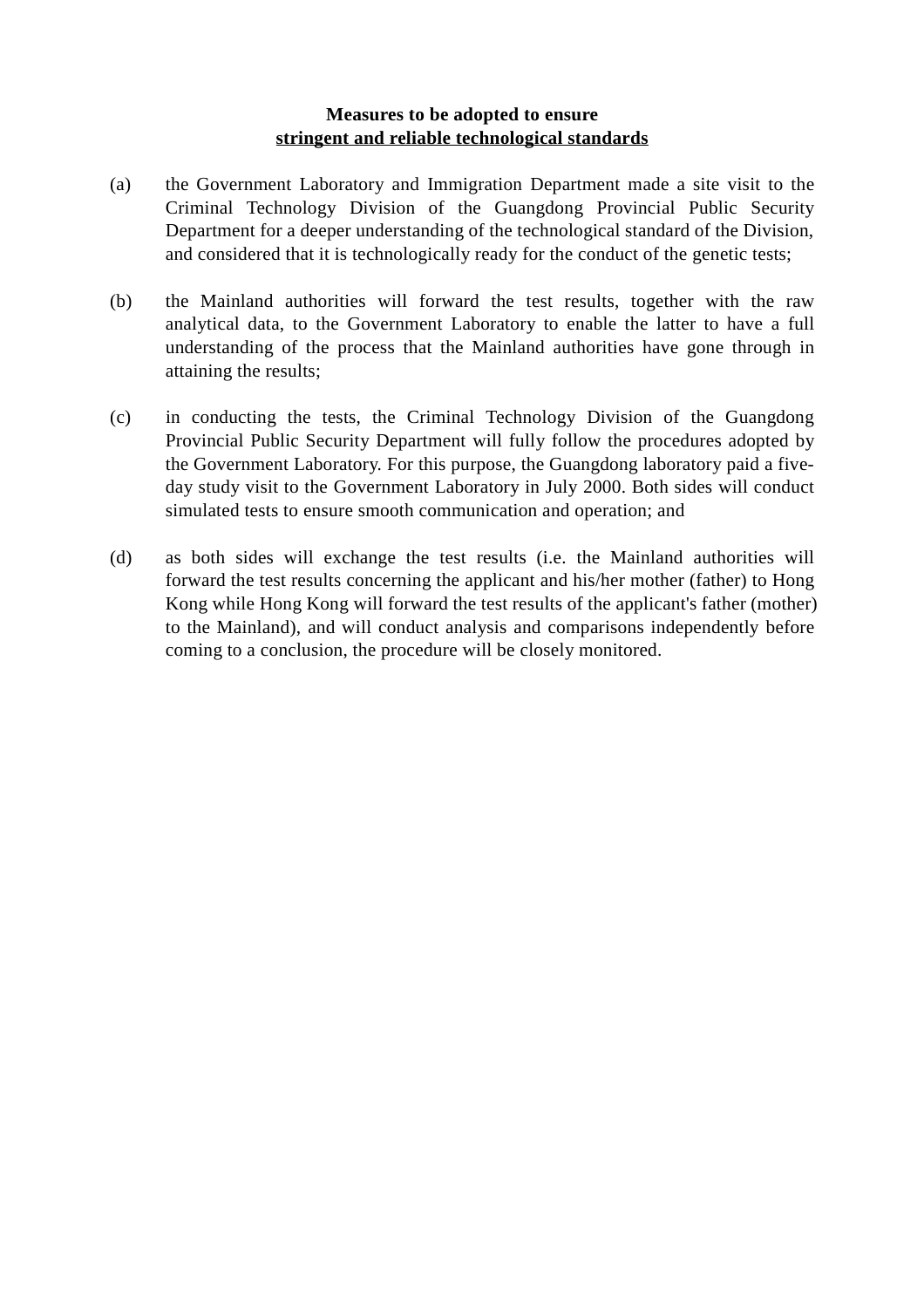**Measures to be adopted to ensure**
**<u>stringent and reliable technological standards</u>**

(a) the Government Laboratory and Immigration Department made a site visit to the Criminal Technology Division of the Guangdong Provincial Public Security Department for a deeper understanding of the technological standard of the Division, and considered that it is technologically ready for the conduct of the genetic tests;

(b) the Mainland authorities will forward the test results, together with the raw analytical data, to the Government Laboratory to enable the latter to have a full understanding of the process that the Mainland authorities have gone through in attaining the results;

(c) in conducting the tests, the Criminal Technology Division of the Guangdong Provincial Public Security Department will fully follow the procedures adopted by the Government Laboratory. For this purpose, the Guangdong laboratory paid a five-day study visit to the Government Laboratory in July 2000. Both sides will conduct simulated tests to ensure smooth communication and operation; and

(d) as both sides will exchange the test results (i.e. the Mainland authorities will forward the test results concerning the applicant and his/her mother (father) to Hong Kong while Hong Kong will forward the test results of the applicant's father (mother) to the Mainland), and will conduct analysis and comparisons independently before coming to a conclusion, the procedure will be closely monitored.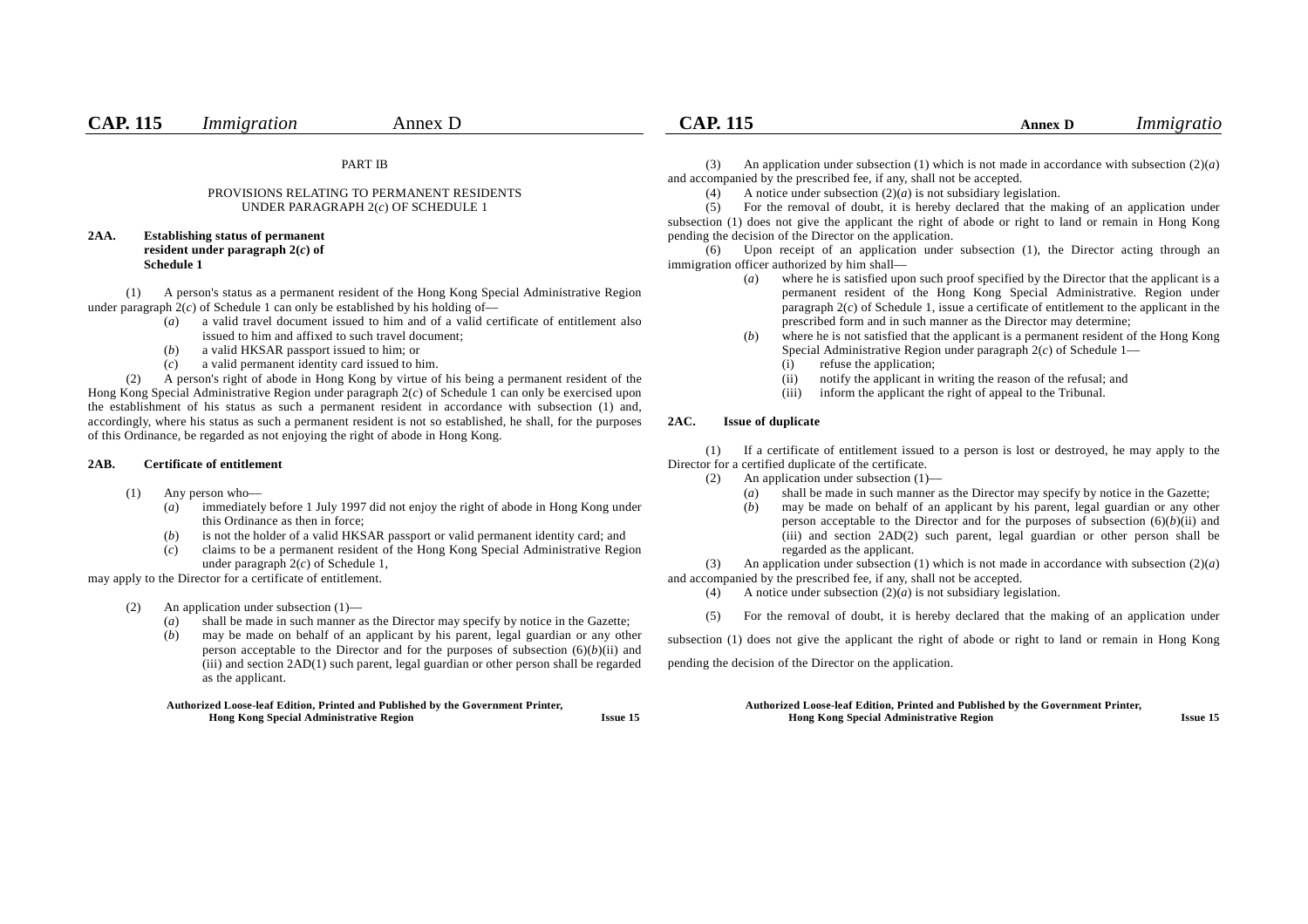PART IB

PROVISIONS RELATING TO PERMANENT RESIDENTS UNDER PARAGRAPH 2(*c*) OF SCHEDULE 1

**2AA. Establishing status of permanent resident under paragraph 2(*c*) of Schedule 1**

(1) A person's status as a permanent resident of the Hong Kong Special Administrative Region under paragraph 2(*c*) of Schedule 1 can only be established by his holding of—

- (*a*) a valid travel document issued to him and of a valid certificate of entitlement also issued to him and affixed to such travel document;
- (*b*) a valid HKSAR passport issued to him; or
- (*c*) a valid permanent identity card issued to him.

(2) A person's right of abode in Hong Kong by virtue of his being a permanent resident of the Hong Kong Special Administrative Region under paragraph 2(*c*) of Schedule 1 can only be exercised upon the establishment of his status as such a permanent resident in accordance with subsection (1) and, accordingly, where his status as such a permanent resident is not so established, he shall, for the purposes of this Ordinance, be regarded as not enjoying the right of abode in Hong Kong.

**2AB. Certificate of entitlement**

(1) Any person who—

- (*a*) immediately before 1 July 1997 did not enjoy the right of abode in Hong Kong under this Ordinance as then in force;
- (*b*) is not the holder of a valid HKSAR passport or valid permanent identity card; and
- (*c*) claims to be a permanent resident of the Hong Kong Special Administrative Region under paragraph 2(*c*) of Schedule 1,

may apply to the Director for a certificate of entitlement.

(2) An application under subsection (1)—

- (*a*) shall be made in such manner as the Director may specify by notice in the Gazette;
- (*b*) may be made on behalf of an applicant by his parent, legal guardian or any other person acceptable to the Director and for the purposes of subsection (6)(*b*)(ii) and (iii) and section 2AD(1) such parent, legal guardian or other person shall be regarded as the applicant.

(3) An application under subsection (1) which is not made in accordance with subsection (2)(*a*) and accompanied by the prescribed fee, if any, shall not be accepted.

(4) A notice under subsection (2)(*a*) is not subsidiary legislation.

(5) For the removal of doubt, it is hereby declared that the making of an application under subsection (1) does not give the applicant the right of abode or right to land or remain in Hong Kong pending the decision of the Director on the application.

(6) Upon receipt of an application under subsection (1), the Director acting through an immigration officer authorized by him shall—

- (*a*) where he is satisfied upon such proof specified by the Director that the applicant is a permanent resident of the Hong Kong Special Administrative. Region under paragraph 2(*c*) of Schedule 1, issue a certificate of entitlement to the applicant in the prescribed form and in such manner as the Director may determine;
- (*b*) where he is not satisfied that the applicant is a permanent resident of the Hong Kong Special Administrative Region under paragraph 2(*c*) of Schedule 1—
  - (i) refuse the application;
  - (ii) notify the applicant in writing the reason of the refusal; and
  - (iii) inform the applicant the right of appeal to the Tribunal.

**2AC. Issue of duplicate**

(1) If a certificate of entitlement issued to a person is lost or destroyed, he may apply to the Director for a certified duplicate of the certificate.

(2) An application under subsection (1)—

- (*a*) shall be made in such manner as the Director may specify by notice in the Gazette;
- (*b*) may be made on behalf of an applicant by his parent, legal guardian or any other person acceptable to the Director and for the purposes of subsection (6)(*b*)(ii) and (iii) and section 2AD(2) such parent, legal guardian or other person shall be regarded as the applicant.

(3) An application under subsection (1) which is not made in accordance with subsection (2)(*a*) and accompanied by the prescribed fee, if any, shall not be accepted.

(4) A notice under subsection (2)(*a*) is not subsidiary legislation.

(5) For the removal of doubt, it is hereby declared that the making of an application under subsection (1) does not give the applicant the right of abode or right to land or remain in Hong Kong pending the decision of the Director on the application.